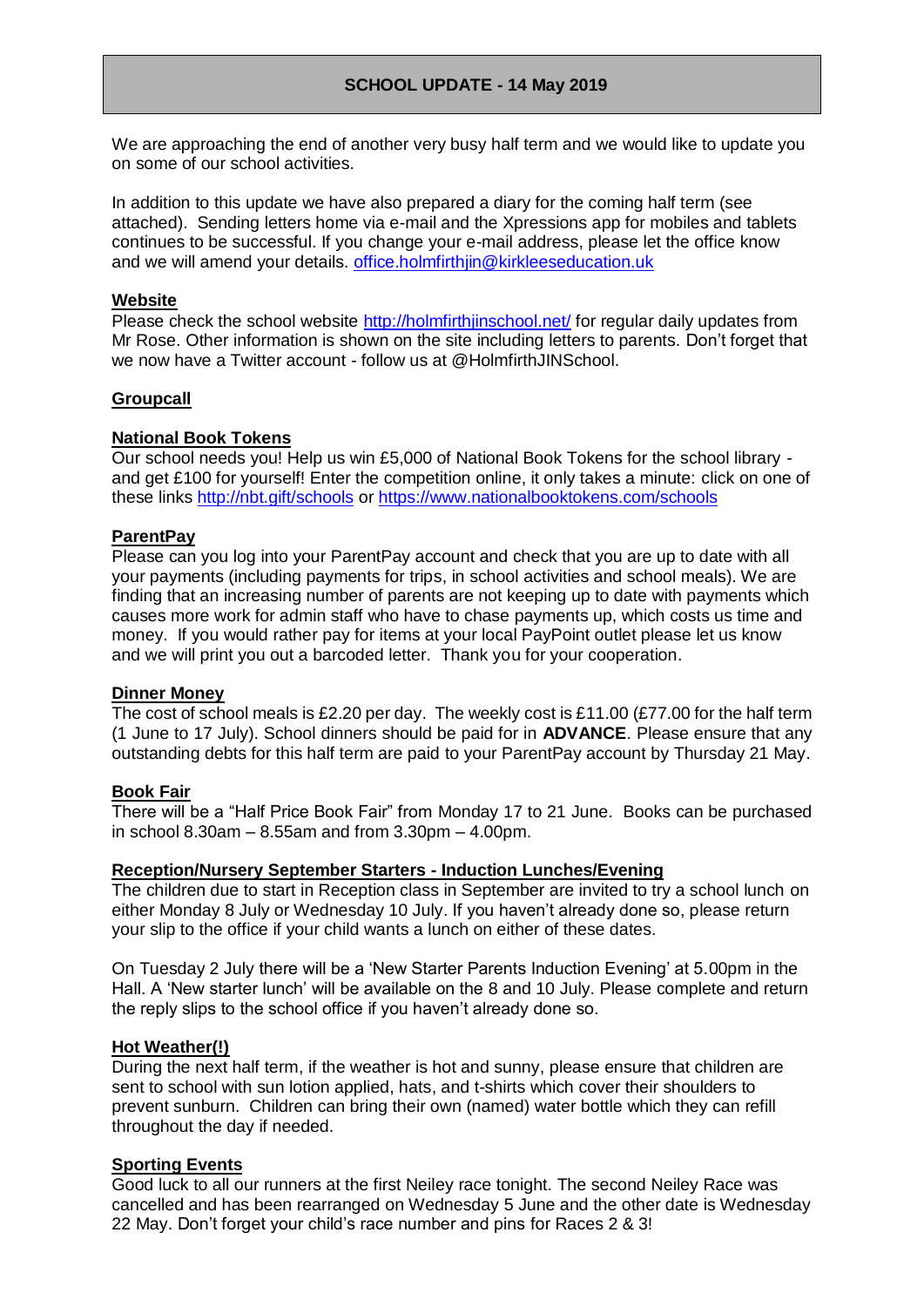# SCHOOL UPDATE - 14 May 2019

We are approaching the end of another very busy half term and we would like to update you on some of our school activities.

In addition to this update we have also prepared a diary for the coming half term (see attached). Sending letters home via e-mail and the Xpressions app for mobiles and tablets continues to be successful. If you change your e-mail address, please let the office know and we will amend your details. office.holmfirthjin@kirkleeseducation.uk

## Website

Please check the school website http://holmfirthjinschool.net/ for regular daily updates from Mr Rose. Other information is shown on the site including letters to parents. Don't forget that we now have a Twitter account - follow us at @HolmfirthJINSchool.

## Groupcall

## National Book Tokens

Our school needs you! Help us win £5,000 of National Book Tokens for the school library - and get £100 for yourself! Enter the competition online, it only takes a minute: click on one of these links http://nbt.gift/schools or https://www.nationalbooktokens.com/schools

## ParentPay

Please can you log into your ParentPay account and check that you are up to date with all your payments (including payments for trips, in school activities and school meals). We are finding that an increasing number of parents are not keeping up to date with payments which causes more work for admin staff who have to chase payments up, which costs us time and money. If you would rather pay for items at your local PayPoint outlet please let us know and we will print you out a barcoded letter. Thank you for your cooperation.

## Dinner Money

The cost of school meals is £2.20 per day. The weekly cost is £11.00 (£77.00 for the half term (1 June to 17 July). School dinners should be paid for in **ADVANCE**. Please ensure that any outstanding debts for this half term are paid to your ParentPay account by Thursday 21 May.

## Book Fair

There will be a "Half Price Book Fair" from Monday 17 to 21 June. Books can be purchased in school 8.30am – 8.55am and from 3.30pm – 4.00pm.

## Reception/Nursery September Starters - Induction Lunches/Evening

The children due to start in Reception class in September are invited to try a school lunch on either Monday 8 July or Wednesday 10 July. If you haven't already done so, please return your slip to the office if your child wants a lunch on either of these dates.

On Tuesday 2 July there will be a 'New Starter Parents Induction Evening' at 5.00pm in the Hall. A 'New starter lunch' will be available on the 8 and 10 July. Please complete and return the reply slips to the school office if you haven't already done so.

## Hot Weather(!)

During the next half term, if the weather is hot and sunny, please ensure that children are sent to school with sun lotion applied, hats, and t-shirts which cover their shoulders to prevent sunburn. Children can bring their own (named) water bottle which they can refill throughout the day if needed.

## Sporting Events

Good luck to all our runners at the first Neiley race tonight. The second Neiley Race was cancelled and has been rearranged on Wednesday 5 June and the other date is Wednesday 22 May. Don't forget your child's race number and pins for Races 2 & 3!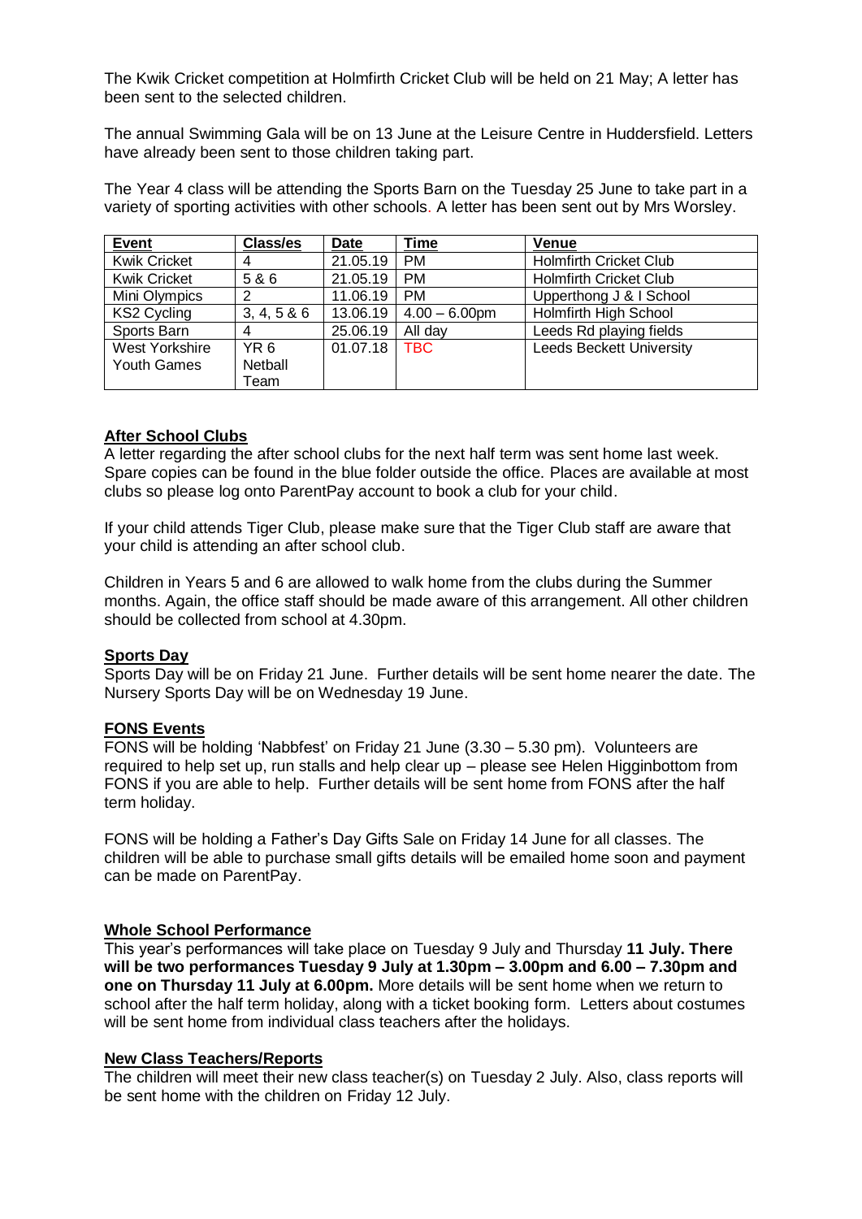The Kwik Cricket competition at Holmfirth Cricket Club will be held on 21 May; A letter has been sent to the selected children.

The annual Swimming Gala will be on 13 June at the Leisure Centre in Huddersfield. Letters have already been sent to those children taking part.

The Year 4 class will be attending the Sports Barn on the Tuesday 25 June to take part in a variety of sporting activities with other schools. A letter has been sent out by Mrs Worsley.

| Event | Class/es | Date | Time | Venue |
|---|---|---|---|---|
| Kwik Cricket | 4 | 21.05.19 | PM | Holmfirth Cricket Club |
| Kwik Cricket | 5 & 6 | 21.05.19 | PM | Holmfirth Cricket Club |
| Mini Olympics | 2 | 11.06.19 | PM | Upperthong J & I School |
| KS2 Cycling | 3, 4, 5 & 6 | 13.06.19 | 4.00 – 6.00pm | Holmfirth High School |
| Sports Barn | 4 | 25.06.19 | All day | Leeds Rd playing fields |
| West Yorkshire Youth Games | YR 6 Netball Team | 01.07.18 | TBC | Leeds Beckett University |

**After School Clubs**

A letter regarding the after school clubs for the next half term was sent home last week. Spare copies can be found in the blue folder outside the office. Places are available at most clubs so please log onto ParentPay account to book a club for your child.

If your child attends Tiger Club, please make sure that the Tiger Club staff are aware that your child is attending an after school club.

Children in Years 5 and 6 are allowed to walk home from the clubs during the Summer months. Again, the office staff should be made aware of this arrangement. All other children should be collected from school at 4.30pm.

**Sports Day**

Sports Day will be on Friday 21 June. Further details will be sent home nearer the date. The Nursery Sports Day will be on Wednesday 19 June.

**FONS Events**

FONS will be holding 'Nabbfest' on Friday 21 June (3.30 – 5.30 pm). Volunteers are required to help set up, run stalls and help clear up – please see Helen Higginbottom from FONS if you are able to help. Further details will be sent home from FONS after the half term holiday.

FONS will be holding a Father's Day Gifts Sale on Friday 14 June for all classes. The children will be able to purchase small gifts details will be emailed home soon and payment can be made on ParentPay.

**Whole School Performance**

This year's performances will take place on Tuesday 9 July and Thursday **11 July. There will be two performances Tuesday 9 July at 1.30pm – 3.00pm and 6.00 – 7.30pm and one on Thursday 11 July at 6.00pm.** More details will be sent home when we return to school after the half term holiday, along with a ticket booking form. Letters about costumes will be sent home from individual class teachers after the holidays.

**New Class Teachers/Reports**

The children will meet their new class teacher(s) on Tuesday 2 July. Also, class reports will be sent home with the children on Friday 12 July.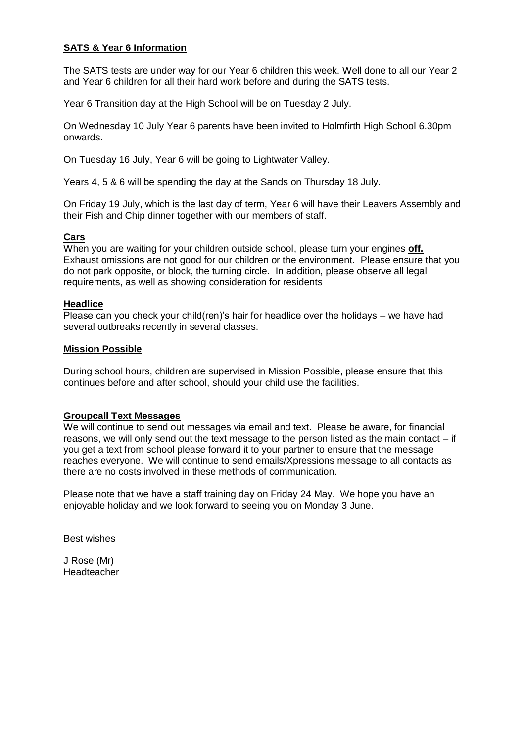**SATS & Year 6 Information**

The SATS tests are under way for our Year 6 children this week. Well done to all our Year 2 and Year 6 children for all their hard work before and during the SATS tests.

Year 6 Transition day at the High School will be on Tuesday 2 July.

On Wednesday 10 July Year 6 parents have been invited to Holmfirth High School 6.30pm onwards.

On Tuesday 16 July, Year 6 will be going to Lightwater Valley.

Years 4, 5 & 6 will be spending the day at the Sands on Thursday 18 July.

On Friday 19 July, which is the last day of term, Year 6 will have their Leavers Assembly and their Fish and Chip dinner together with our members of staff.

**Cars**

When you are waiting for your children outside school, please turn your engines **off.** Exhaust omissions are not good for our children or the environment. Please ensure that you do not park opposite, or block, the turning circle. In addition, please observe all legal requirements, as well as showing consideration for residents

**Headlice**

Please can you check your child(ren)'s hair for headlice over the holidays – we have had several outbreaks recently in several classes.

**Mission Possible**

During school hours, children are supervised in Mission Possible, please ensure that this continues before and after school, should your child use the facilities.

**Groupcall Text Messages**

We will continue to send out messages via email and text. Please be aware, for financial reasons, we will only send out the text message to the person listed as the main contact – if you get a text from school please forward it to your partner to ensure that the message reaches everyone. We will continue to send emails/Xpressions message to all contacts as there are no costs involved in these methods of communication.

Please note that we have a staff training day on Friday 24 May. We hope you have an enjoyable holiday and we look forward to seeing you on Monday 3 June.

Best wishes

J Rose (Mr)
Headteacher